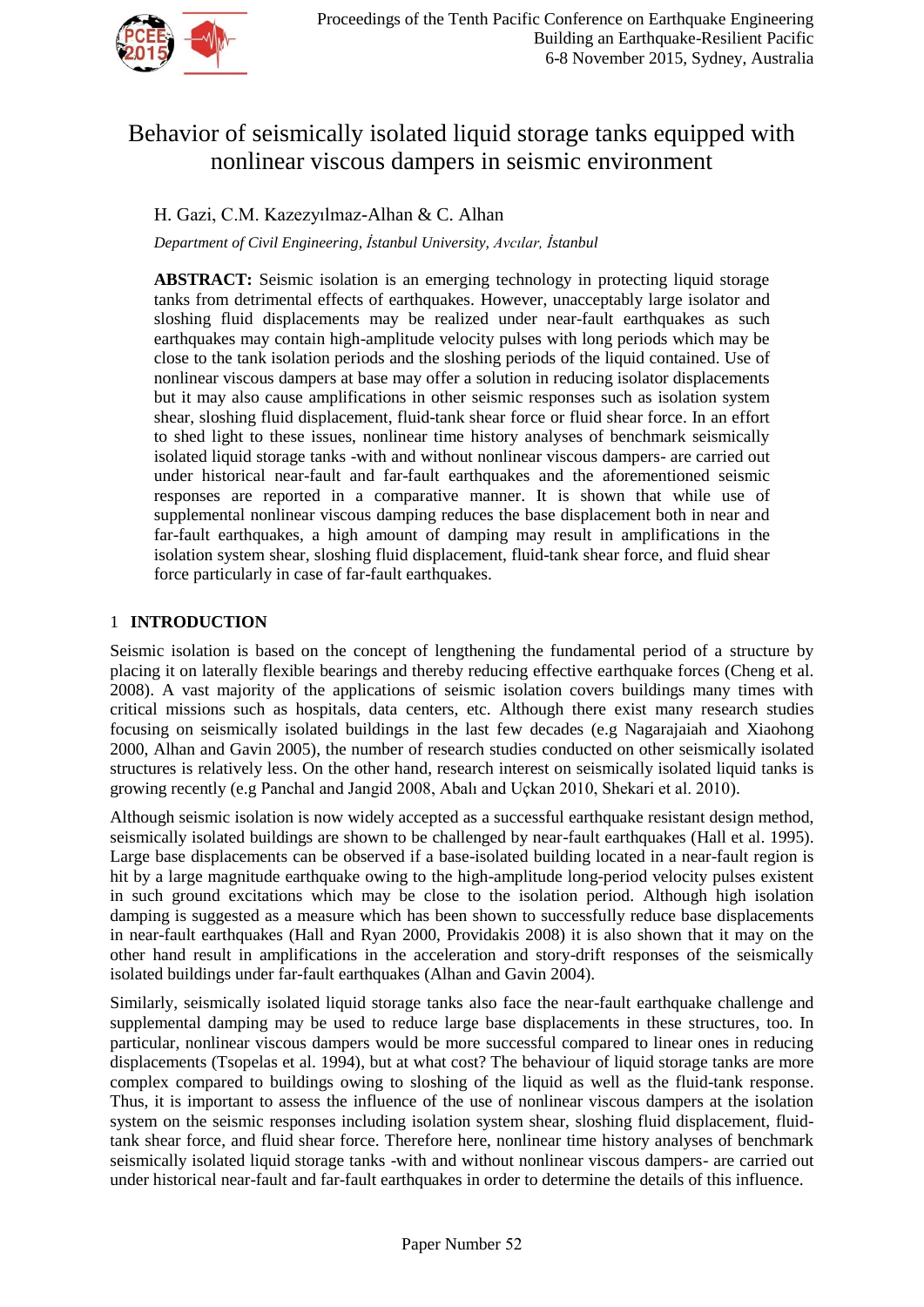# Behavior of seismically isolated liquid storage tanks equipped with nonlinear viscous dampers in seismic environment

H. Gazi, C.M. Kazezyılmaz-Alhan & C. Alhan

*Department of Civil Engineering, İstanbul University, Avcılar, İstanbul*

**ABSTRACT:** Seismic isolation is an emerging technology in protecting liquid storage tanks from detrimental effects of earthquakes. However, unacceptably large isolator and sloshing fluid displacements may be realized under near-fault earthquakes as such earthquakes may contain high-amplitude velocity pulses with long periods which may be close to the tank isolation periods and the sloshing periods of the liquid contained. Use of nonlinear viscous dampers at base may offer a solution in reducing isolator displacements but it may also cause amplifications in other seismic responses such as isolation system shear, sloshing fluid displacement, fluid-tank shear force or fluid shear force. In an effort to shed light to these issues, nonlinear time history analyses of benchmark seismically isolated liquid storage tanks -with and without nonlinear viscous dampers- are carried out under historical near-fault and far-fault earthquakes and the aforementioned seismic responses are reported in a comparative manner. It is shown that while use of supplemental nonlinear viscous damping reduces the base displacement both in near and far-fault earthquakes, a high amount of damping may result in amplifications in the isolation system shear, sloshing fluid displacement, fluid-tank shear force, and fluid shear force particularly in case of far-fault earthquakes.

## 1 INTRODUCTION

Seismic isolation is based on the concept of lengthening the fundamental period of a structure by placing it on laterally flexible bearings and thereby reducing effective earthquake forces (Cheng et al. 2008). A vast majority of the applications of seismic isolation covers buildings many times with critical missions such as hospitals, data centers, etc. Although there exist many research studies focusing on seismically isolated buildings in the last few decades (e.g Nagarajaiah and Xiaohong 2000, Alhan and Gavin 2005), the number of research studies conducted on other seismically isolated structures is relatively less. On the other hand, research interest on seismically isolated liquid tanks is growing recently (e.g Panchal and Jangid 2008, Abalı and Uçkan 2010, Shekari et al. 2010).

Although seismic isolation is now widely accepted as a successful earthquake resistant design method, seismically isolated buildings are shown to be challenged by near-fault earthquakes (Hall et al. 1995). Large base displacements can be observed if a base-isolated building located in a near-fault region is hit by a large magnitude earthquake owing to the high-amplitude long-period velocity pulses existent in such ground excitations which may be close to the isolation period. Although high isolation damping is suggested as a measure which has been shown to successfully reduce base displacements in near-fault earthquakes (Hall and Ryan 2000, Providakis 2008) it is also shown that it may on the other hand result in amplifications in the acceleration and story-drift responses of the seismically isolated buildings under far-fault earthquakes (Alhan and Gavin 2004).

Similarly, seismically isolated liquid storage tanks also face the near-fault earthquake challenge and supplemental damping may be used to reduce large base displacements in these structures, too. In particular, nonlinear viscous dampers would be more successful compared to linear ones in reducing displacements (Tsopelas et al. 1994), but at what cost? The behaviour of liquid storage tanks are more complex compared to buildings owing to sloshing of the liquid as well as the fluid-tank response. Thus, it is important to assess the influence of the use of nonlinear viscous dampers at the isolation system on the seismic responses including isolation system shear, sloshing fluid displacement, fluid-tank shear force, and fluid shear force. Therefore here, nonlinear time history analyses of benchmark seismically isolated liquid storage tanks -with and without nonlinear viscous dampers- are carried out under historical near-fault and far-fault earthquakes in order to determine the details of this influence.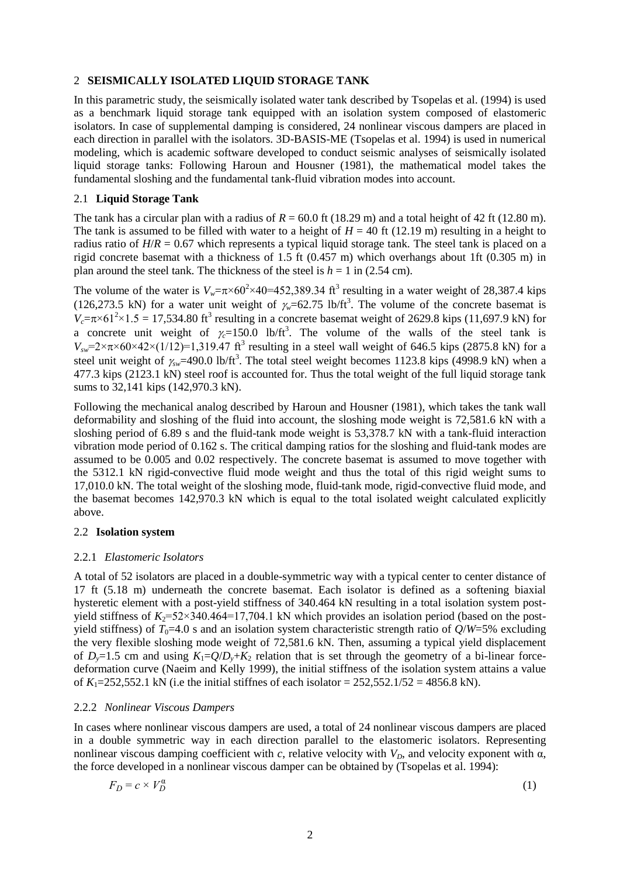## 2 SEISMICALLY ISOLATED LIQUID STORAGE TANK

In this parametric study, the seismically isolated water tank described by Tsopelas et al. (1994) is used as a benchmark liquid storage tank equipped with an isolation system composed of elastomeric isolators. In case of supplemental damping is considered, 24 nonlinear viscous dampers are placed in each direction in parallel with the isolators. 3D-BASIS-ME (Tsopelas et al. 1994) is used in numerical modeling, which is academic software developed to conduct seismic analyses of seismically isolated liquid storage tanks: Following Haroun and Housner (1981), the mathematical model takes the fundamental sloshing and the fundamental tank-fluid vibration modes into account.

### 2.1 Liquid Storage Tank

The tank has a circular plan with a radius of $R$ = 60.0 ft (18.29 m) and a total height of 42 ft (12.80 m). The tank is assumed to be filled with water to a height of $H$ = 40 ft (12.19 m) resulting in a height to radius ratio of $H/R$ = 0.67 which represents a typical liquid storage tank. The steel tank is placed on a rigid concrete basemat with a thickness of 1.5 ft (0.457 m) which overhangs about 1ft (0.305 m) in plan around the steel tank. The thickness of the steel is $h$ = 1 in (2.54 cm).

The volume of the water is $V_w=\pi\times60^2\times40=452{,}389.34$ ft$^3$ resulting in a water weight of 28,387.4 kips (126,273.5 kN) for a water unit weight of $\gamma_w$=62.75 lb/ft$^3$. The volume of the concrete basemat is $V_c=\pi\times61^2\times1.5$ = 17,534.80 ft$^3$ resulting in a concrete basemat weight of 2629.8 kips (11,697.9 kN) for a concrete unit weight of $\gamma_c$=150.0 lb/ft$^3$. The volume of the walls of the steel tank is $V_{sw}=2\times\pi\times60\times42\times(1/12)$=1,319.47 ft$^3$ resulting in a steel wall weight of 646.5 kips (2875.8 kN) for a steel unit weight of $\gamma_{sw}$=490.0 lb/ft$^3$. The total steel weight becomes 1123.8 kips (4998.9 kN) when a 477.3 kips (2123.1 kN) steel roof is accounted for. Thus the total weight of the full liquid storage tank sums to 32,141 kips (142,970.3 kN).

Following the mechanical analog described by Haroun and Housner (1981), which takes the tank wall deformability and sloshing of the fluid into account, the sloshing mode weight is 72,581.6 kN with a sloshing period of 6.89 s and the fluid-tank mode weight is 53,378.7 kN with a tank-fluid interaction vibration mode period of 0.162 s. The critical damping ratios for the sloshing and fluid-tank modes are assumed to be 0.005 and 0.02 respectively. The concrete basemat is assumed to move together with the 5312.1 kN rigid-convective fluid mode weight and thus the total of this rigid weight sums to 17,010.0 kN. The total weight of the sloshing mode, fluid-tank mode, rigid-convective fluid mode, and the basemat becomes 142,970.3 kN which is equal to the total isolated weight calculated explicitly above.

### 2.2 Isolation system

#### 2.2.1 *Elastomeric Isolators*

A total of 52 isolators are placed in a double-symmetric way with a typical center to center distance of 17 ft (5.18 m) underneath the concrete basemat. Each isolator is defined as a softening biaxial hysteretic element with a post-yield stiffness of 340.464 kN resulting in a total isolation system post-yield stiffness of $K_2$=52×340.464=17,704.1 kN which provides an isolation period (based on the post-yield stiffness) of $T_0$=4.0 s and an isolation system characteristic strength ratio of $Q/W$=5% excluding the very flexible sloshing mode weight of 72,581.6 kN. Then, assuming a typical yield displacement of $D_y$=1.5 cm and using $K_1=Q/D_y+K_2$ relation that is set through the geometry of a bi-linear force-deformation curve (Naeim and Kelly 1999), the initial stiffness of the isolation system attains a value of $K_1$=252,552.1 kN (i.e the initial stiffnes of each isolator = 252,552.1/52 = 4856.8 kN).

#### 2.2.2 *Nonlinear Viscous Dampers*

In cases where nonlinear viscous dampers are used, a total of 24 nonlinear viscous dampers are placed in a double symmetric way in each direction parallel to the elastomeric isolators. Representing nonlinear viscous damping coefficient with $c$, relative velocity with $V_D$, and velocity exponent with α, the force developed in a nonlinear viscous damper can be obtained by (Tsopelas et al. 1994):

$$F_D = c \times V_D^{\alpha} \tag{1}$$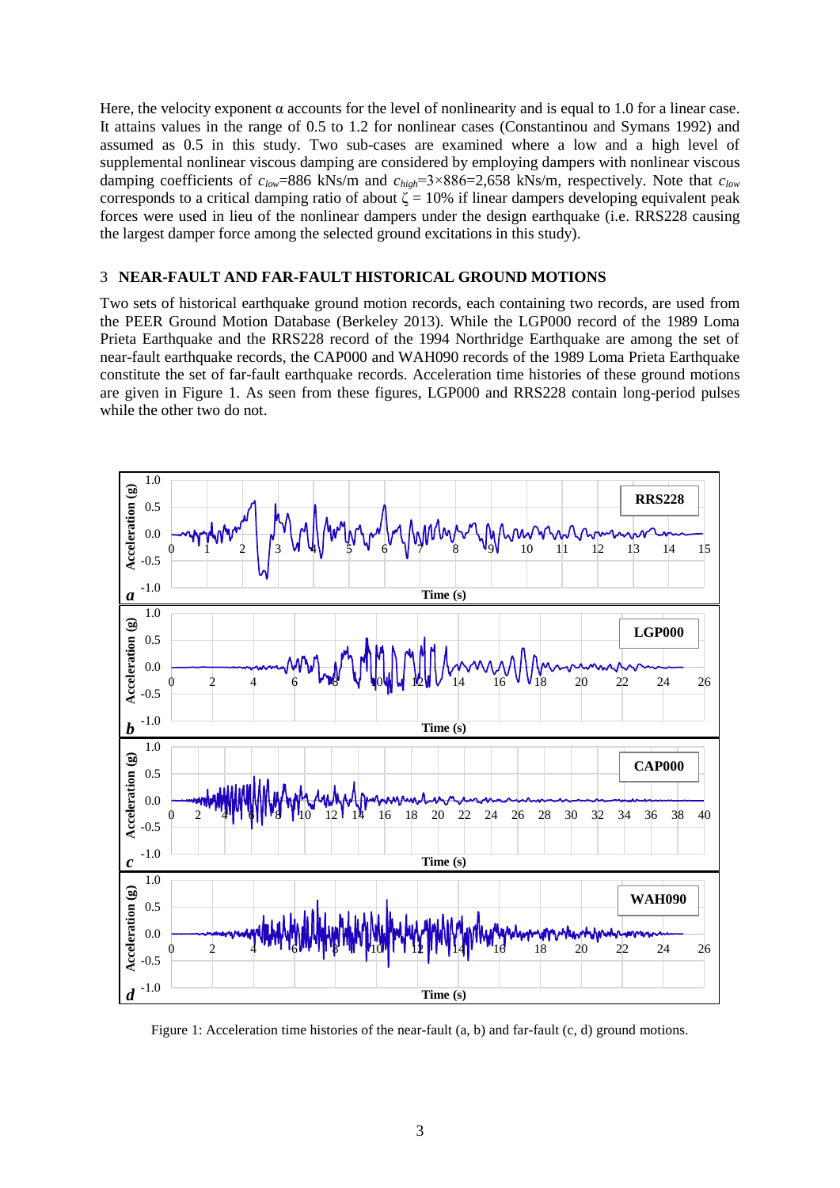Here, the velocity exponent $\alpha$ accounts for the level of nonlinearity and is equal to 1.0 for a linear case. It attains values in the range of 0.5 to 1.2 for nonlinear cases (Constantinou and Symans 1992) and assumed as 0.5 in this study. Two sub-cases are examined where a low and a high level of supplemental nonlinear viscous damping are considered by employing dampers with nonlinear viscous damping coefficients of $c_{low}$=886 kNs/m and $c_{high}$=3×886=2,658 kNs/m, respectively. Note that $c_{low}$ corresponds to a critical damping ratio of about $\zeta$ = 10% if linear dampers developing equivalent peak forces were used in lieu of the nonlinear dampers under the design earthquake (i.e. RRS228 causing the largest damper force among the selected ground excitations in this study).

## 3 NEAR-FAULT AND FAR-FAULT HISTORICAL GROUND MOTIONS

Two sets of historical earthquake ground motion records, each containing two records, are used from the PEER Ground Motion Database (Berkeley 2013). While the LGP000 record of the 1989 Loma Prieta Earthquake and the RRS228 record of the 1994 Northridge Earthquake are among the set of near-fault earthquake records, the CAP000 and WAH090 records of the 1989 Loma Prieta Earthquake constitute the set of far-fault earthquake records. Acceleration time histories of these ground motions are given in Figure 1. As seen from these figures, LGP000 and RRS228 contain long-period pulses while the other two do not.

Figure 1: Acceleration time histories of the near-fault (a, b) and far-fault (c, d) ground motions.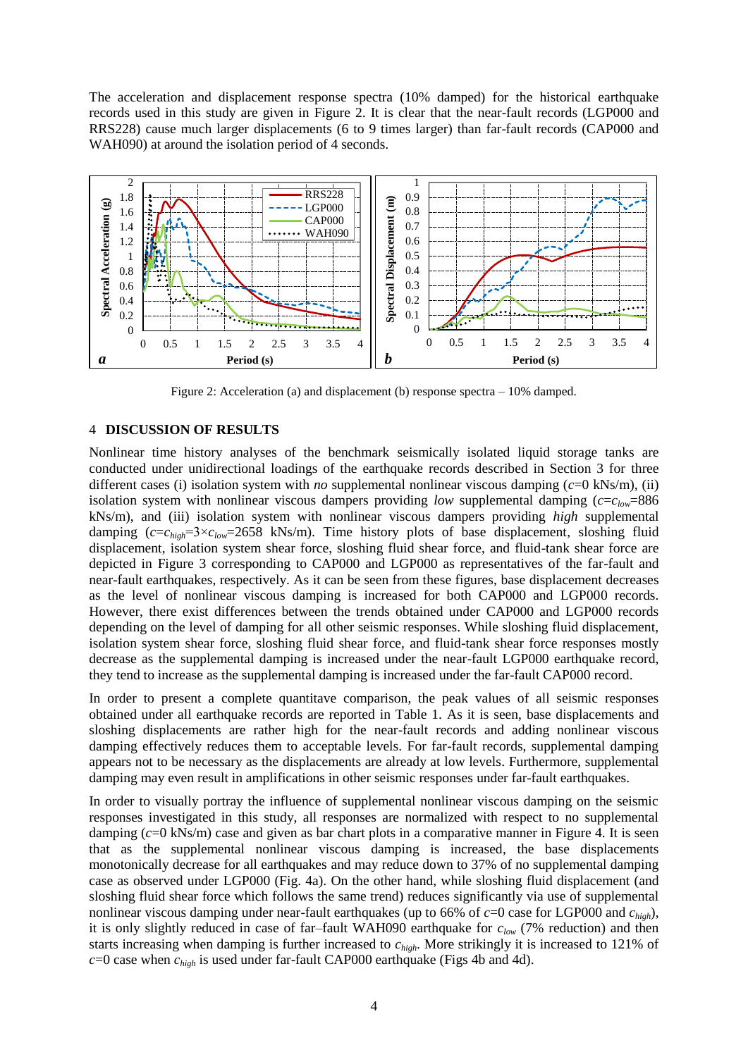The acceleration and displacement response spectra (10% damped) for the historical earthquake records used in this study are given in Figure 2. It is clear that the near-fault records (LGP000 and RRS228) cause much larger displacements (6 to 9 times larger) than far-fault records (CAP000 and WAH090) at around the isolation period of 4 seconds.

Figure 2: Acceleration (a) and displacement (b) response spectra – 10% damped.

## 4 DISCUSSION OF RESULTS

Nonlinear time history analyses of the benchmark seismically isolated liquid storage tanks are conducted under unidirectional loadings of the earthquake records described in Section 3 for three different cases (i) isolation system with *no* supplemental nonlinear viscous damping ($c$=0 kNs/m), (ii) isolation system with nonlinear viscous dampers providing *low* supplemental damping ($c$=$c_{low}$=886 kNs/m), and (iii) isolation system with nonlinear viscous dampers providing *high* supplemental damping ($c$=$c_{high}$=3×$c_{low}$=2658 kNs/m). Time history plots of base displacement, sloshing fluid displacement, isolation system shear force, sloshing fluid shear force, and fluid-tank shear force are depicted in Figure 3 corresponding to CAP000 and LGP000 as representatives of the far-fault and near-fault earthquakes, respectively. As it can be seen from these figures, base displacement decreases as the level of nonlinear viscous damping is increased for both CAP000 and LGP000 records. However, there exist differences between the trends obtained under CAP000 and LGP000 records depending on the level of damping for all other seismic responses. While sloshing fluid displacement, isolation system shear force, sloshing fluid shear force, and fluid-tank shear force responses mostly decrease as the supplemental damping is increased under the near-fault LGP000 earthquake record, they tend to increase as the supplemental damping is increased under the far-fault CAP000 record.

In order to present a complete quantitave comparison, the peak values of all seismic responses obtained under all earthquake records are reported in Table 1. As it is seen, base displacements and sloshing displacements are rather high for the near-fault records and adding nonlinear viscous damping effectively reduces them to acceptable levels. For far-fault records, supplemental damping appears not to be necessary as the displacements are already at low levels. Furthermore, supplemental damping may even result in amplifications in other seismic responses under far-fault earthquakes.

In order to visually portray the influence of supplemental nonlinear viscous damping on the seismic responses investigated in this study, all responses are normalized with respect to no supplemental damping ($c$=0 kNs/m) case and given as bar chart plots in a comparative manner in Figure 4. It is seen that as the supplemental nonlinear viscous damping is increased, the base displacements monotonically decrease for all earthquakes and may reduce down to 37% of no supplemental damping case as observed under LGP000 (Fig. 4a). On the other hand, while sloshing fluid displacement (and sloshing fluid shear force which follows the same trend) reduces significantly via use of supplemental nonlinear viscous damping under near-fault earthquakes (up to 66% of $c$=0 case for LGP000 and $c_{high}$), it is only slightly reduced in case of far–fault WAH090 earthquake for $c_{low}$ (7% reduction) and then starts increasing when damping is further increased to $c_{high}$. More strikingly it is increased to 121% of $c$=0 case when $c_{high}$ is used under far-fault CAP000 earthquake (Figs 4b and 4d).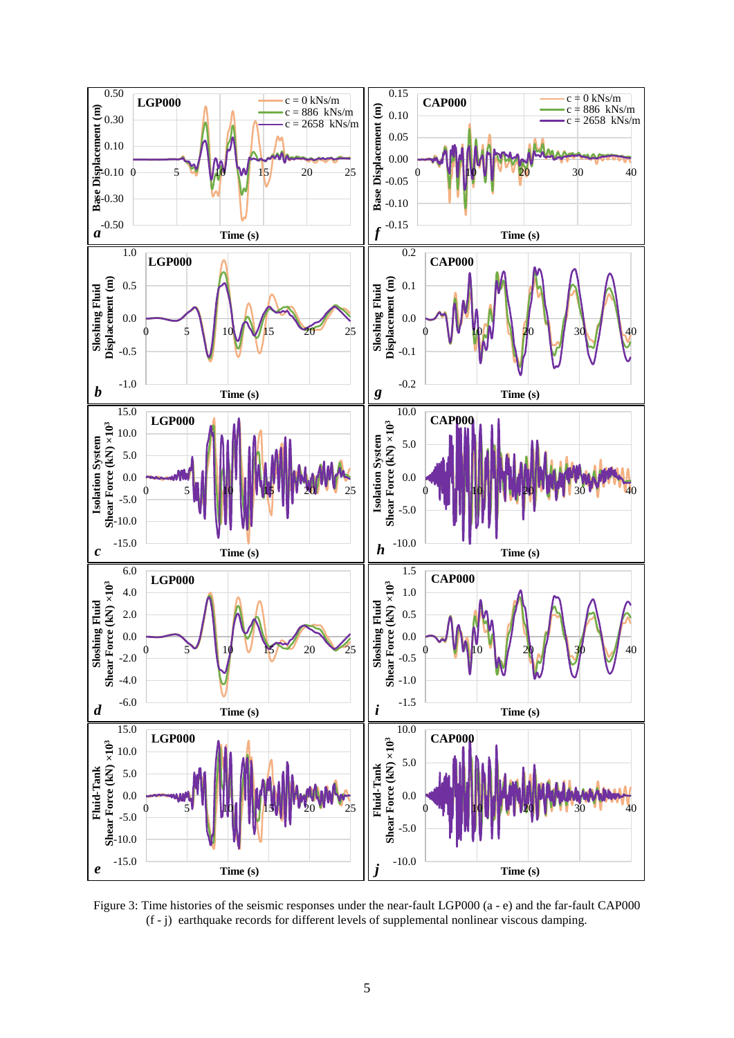Figure 3: Time histories of the seismic responses under the near-fault LGP000 (a - e) and the far-fault CAP000 (f - j) earthquake records for different levels of supplemental nonlinear viscous damping.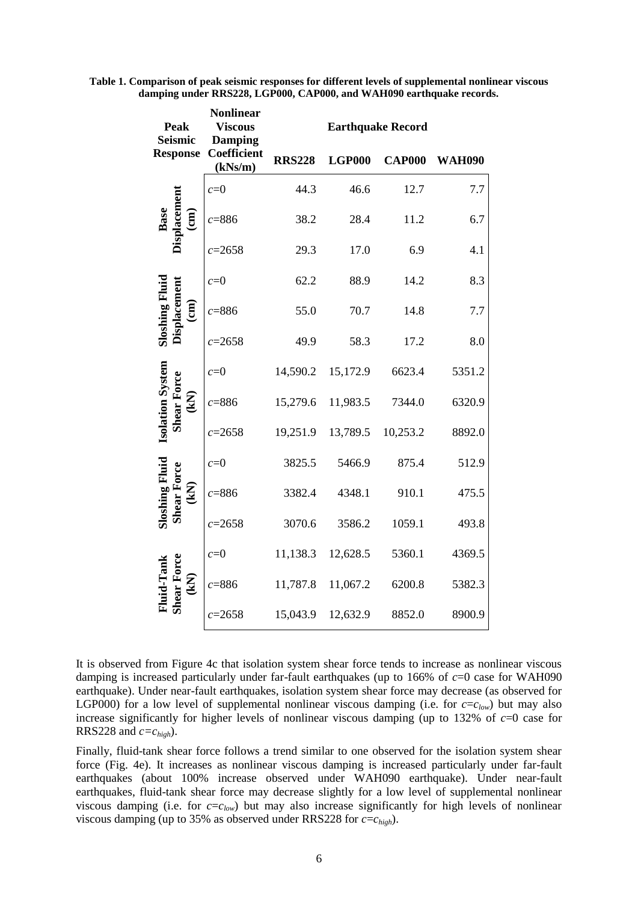**Table 1. Comparison of peak seismic responses for different levels of supplemental nonlinear viscous damping under RRS228, LGP000, CAP000, and WAH090 earthquake records.**

| Peak Seismic Response | Nonlinear Viscous Damping Coefficient (kNs/m) | Earthquake Record | | | |
|---|---|---|---|---|---|
| | | RRS228 | LGP000 | CAP000 | WAH090 |
| Base Displacement (cm) | $c$=0 | 44.3 | 46.6 | 12.7 | 7.7 |
| | $c$=886 | 38.2 | 28.4 | 11.2 | 6.7 |
| | $c$=2658 | 29.3 | 17.0 | 6.9 | 4.1 |
| Sloshing Fluid Displacement (cm) | $c$=0 | 62.2 | 88.9 | 14.2 | 8.3 |
| | $c$=886 | 55.0 | 70.7 | 14.8 | 7.7 |
| | $c$=2658 | 49.9 | 58.3 | 17.2 | 8.0 |
| Isolation System Shear Force (kN) | $c$=0 | 14,590.2 | 15,172.9 | 6623.4 | 5351.2 |
| | $c$=886 | 15,279.6 | 11,983.5 | 7344.0 | 6320.9 |
| | $c$=2658 | 19,251.9 | 13,789.5 | 10,253.2 | 8892.0 |
| Sloshing Fluid Shear Force (kN) | $c$=0 | 3825.5 | 5466.9 | 875.4 | 512.9 |
| | $c$=886 | 3382.4 | 4348.1 | 910.1 | 475.5 |
| | $c$=2658 | 3070.6 | 3586.2 | 1059.1 | 493.8 |
| Fluid-Tank Shear Force (kN) | $c$=0 | 11,138.3 | 12,628.5 | 5360.1 | 4369.5 |
| | $c$=886 | 11,787.8 | 11,067.2 | 6200.8 | 5382.3 |
| | $c$=2658 | 15,043.9 | 12,632.9 | 8852.0 | 8900.9 |

It is observed from Figure 4c that isolation system shear force tends to increase as nonlinear viscous damping is increased particularly under far-fault earthquakes (up to 166% of $c$=0 case for WAH090 earthquake). Under near-fault earthquakes, isolation system shear force may decrease (as observed for LGP000) for a low level of supplemental nonlinear viscous damping (i.e. for $c$=$c_{low}$) but may also increase significantly for higher levels of nonlinear viscous damping (up to 132% of $c$=0 case for RRS228 and $c$=$c_{high}$).

Finally, fluid-tank shear force follows a trend similar to one observed for the isolation system shear force (Fig. 4e). It increases as nonlinear viscous damping is increased particularly under far-fault earthquakes (about 100% increase observed under WAH090 earthquake). Under near-fault earthquakes, fluid-tank shear force may decrease slightly for a low level of supplemental nonlinear viscous damping (i.e. for $c$=$c_{low}$) but may also increase significantly for high levels of nonlinear viscous damping (up to 35% as observed under RRS228 for $c$=$c_{high}$).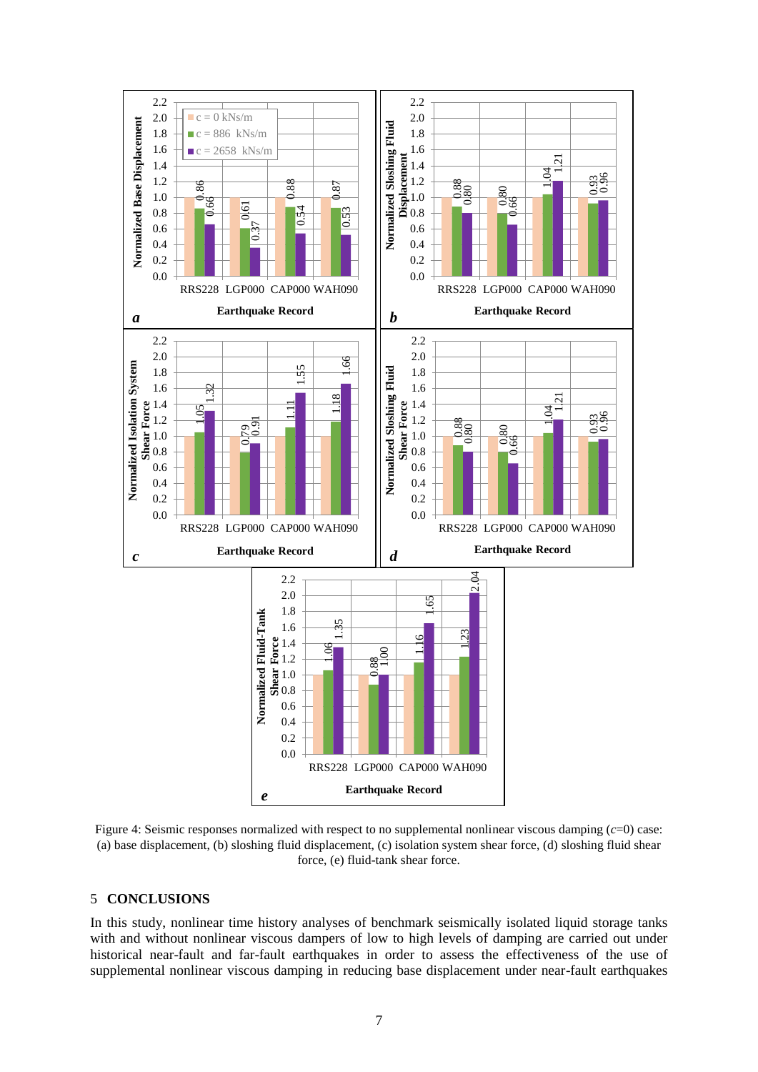Figure 4: Seismic responses normalized with respect to no supplemental nonlinear viscous damping ($c$=0) case: (a) base displacement, (b) sloshing fluid displacement, (c) isolation system shear force, (d) sloshing fluid shear force, (e) fluid-tank shear force.

## 5 CONCLUSIONS

In this study, nonlinear time history analyses of benchmark seismically isolated liquid storage tanks with and without nonlinear viscous dampers of low to high levels of damping are carried out under historical near-fault and far-fault earthquakes in order to assess the effectiveness of the use of supplemental nonlinear viscous damping in reducing base displacement under near-fault earthquakes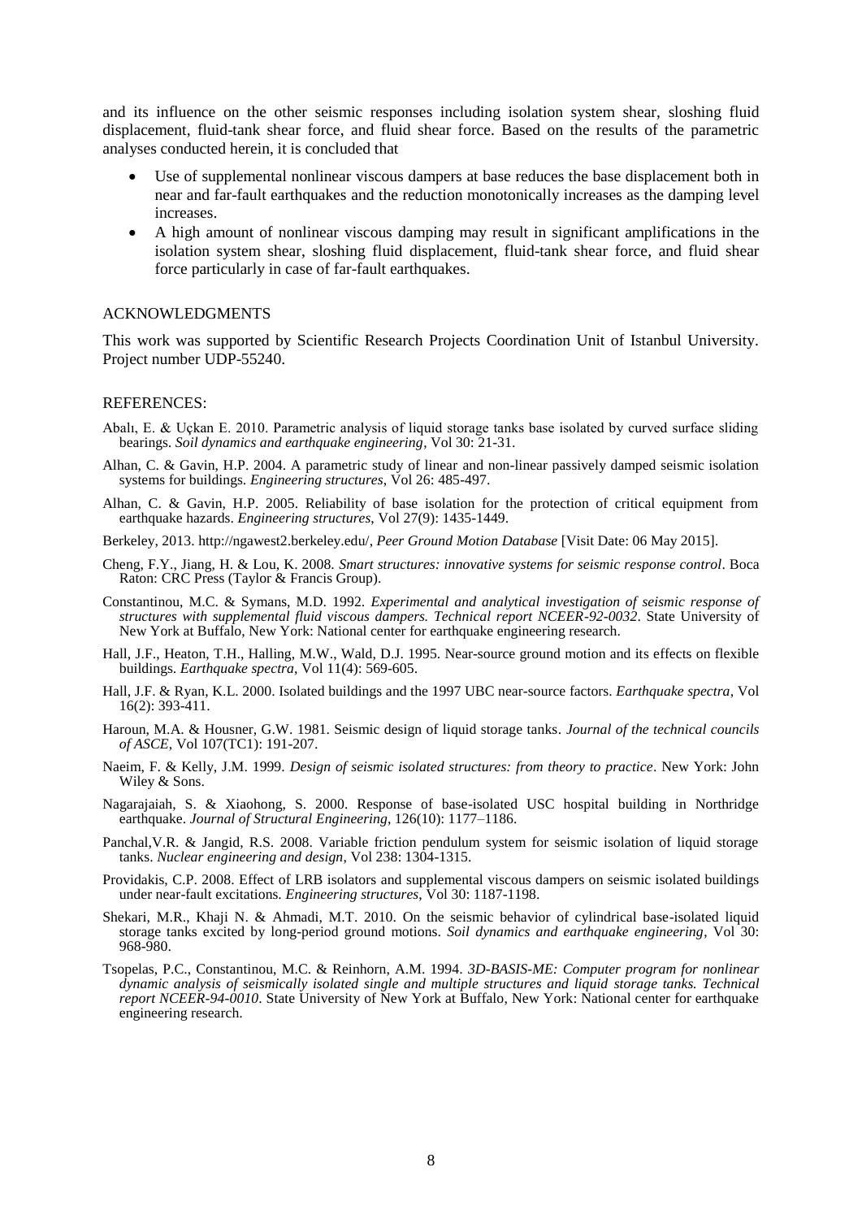and its influence on the other seismic responses including isolation system shear, sloshing fluid displacement, fluid-tank shear force, and fluid shear force. Based on the results of the parametric analyses conducted herein, it is concluded that

- Use of supplemental nonlinear viscous dampers at base reduces the base displacement both in near and far-fault earthquakes and the reduction monotonically increases as the damping level increases.
- A high amount of nonlinear viscous damping may result in significant amplifications in the isolation system shear, sloshing fluid displacement, fluid-tank shear force, and fluid shear force particularly in case of far-fault earthquakes.

## ACKNOWLEDGMENTS

This work was supported by Scientific Research Projects Coordination Unit of Istanbul University. Project number UDP-55240.

## REFERENCES:

Abalı, E. & Uçkan E. 2010. Parametric analysis of liquid storage tanks base isolated by curved surface sliding bearings. *Soil dynamics and earthquake engineering*, Vol 30: 21-31.

Alhan, C. & Gavin, H.P. 2004. A parametric study of linear and non-linear passively damped seismic isolation systems for buildings. *Engineering structures*, Vol 26: 485-497.

Alhan, C. & Gavin, H.P. 2005. Reliability of base isolation for the protection of critical equipment from earthquake hazards. *Engineering structures*, Vol 27(9): 1435-1449.

Berkeley, 2013. http://ngawest2.berkeley.edu/, *Peer Ground Motion Database* [Visit Date: 06 May 2015].

Cheng, F.Y., Jiang, H. & Lou, K. 2008. *Smart structures: innovative systems for seismic response control*. Boca Raton: CRC Press (Taylor & Francis Group).

Constantinou, M.C. & Symans, M.D. 1992. *Experimental and analytical investigation of seismic response of structures with supplemental fluid viscous dampers. Technical report NCEER-92-0032*. State University of New York at Buffalo, New York: National center for earthquake engineering research.

Hall, J.F., Heaton, T.H., Halling, M.W., Wald, D.J. 1995. Near-source ground motion and its effects on flexible buildings. *Earthquake spectra*, Vol 11(4): 569-605.

Hall, J.F. & Ryan, K.L. 2000. Isolated buildings and the 1997 UBC near-source factors. *Earthquake spectra*, Vol 16(2): 393-411.

Haroun, M.A. & Housner, G.W. 1981. Seismic design of liquid storage tanks. *Journal of the technical councils of ASCE*, Vol 107(TC1): 191-207.

Naeim, F. & Kelly, J.M. 1999. *Design of seismic isolated structures: from theory to practice*. New York: John Wiley & Sons.

Nagarajaiah, S. & Xiaohong, S. 2000. Response of base-isolated USC hospital building in Northridge earthquake. *Journal of Structural Engineering*, 126(10): 1177–1186.

Panchal,V.R. & Jangid, R.S. 2008. Variable friction pendulum system for seismic isolation of liquid storage tanks. *Nuclear engineering and design*, Vol 238: 1304-1315.

Providakis, C.P. 2008. Effect of LRB isolators and supplemental viscous dampers on seismic isolated buildings under near-fault excitations. *Engineering structures*, Vol 30: 1187-1198.

Shekari, M.R., Khaji N. & Ahmadi, M.T. 2010. On the seismic behavior of cylindrical base-isolated liquid storage tanks excited by long-period ground motions. *Soil dynamics and earthquake engineering*, Vol 30: 968-980.

Tsopelas, P.C., Constantinou, M.C. & Reinhorn, A.M. 1994. *3D-BASIS-ME: Computer program for nonlinear dynamic analysis of seismically isolated single and multiple structures and liquid storage tanks. Technical report NCEER-94-0010*. State University of New York at Buffalo, New York: National center for earthquake engineering research.